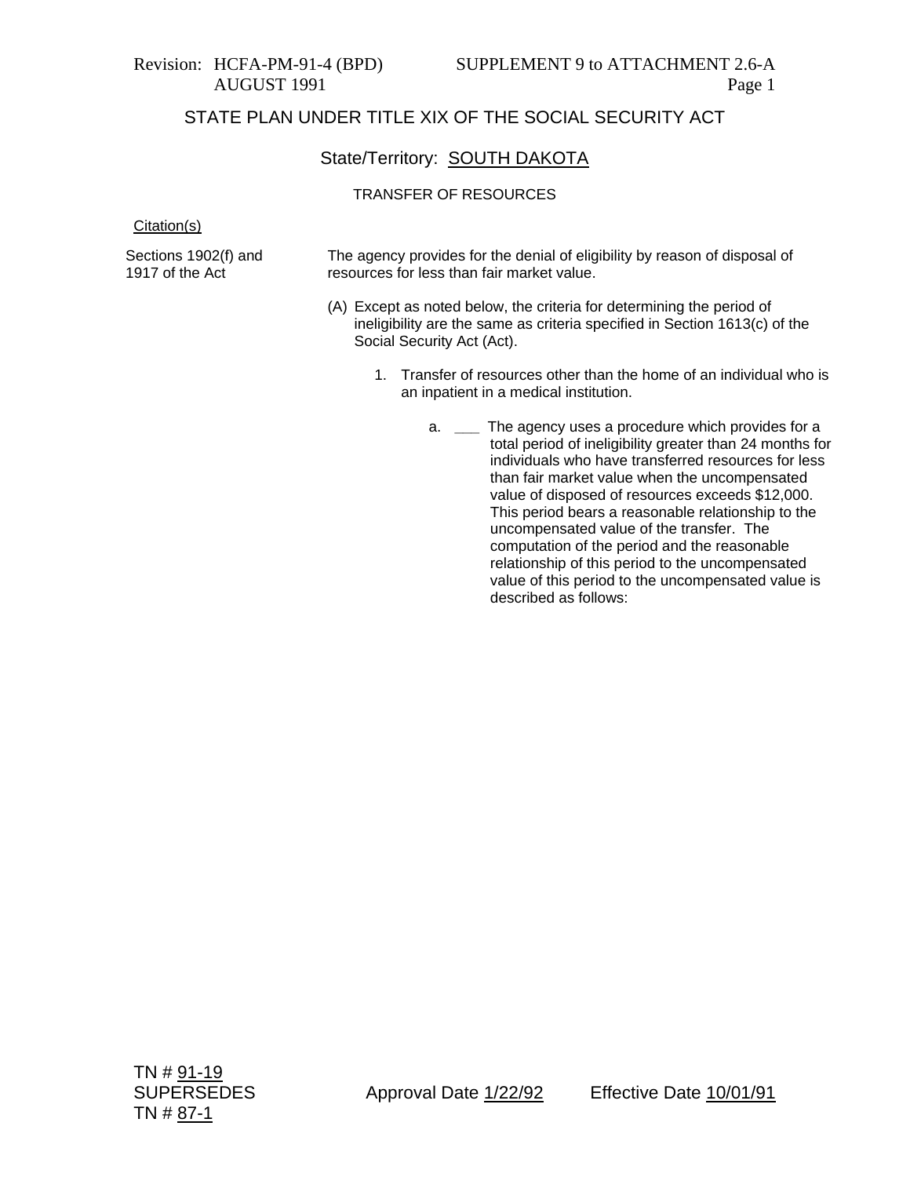Revision: HCFA-PM-91-4 (BPD)
AUGUST 1991

SUPPLEMENT 9 to ATTACHMENT 2.6-A

## STATE PLAN UNDER TITLE XIX OF THE SOCIAL SECURITY ACT

### State/Territory: SOUTH DAKOTA

#### TRANSFER OF RESOURCES

Citation(s)

Sections 1902(f) and 1917 of the Act

The agency provides for the denial of eligibility by reason of disposal of resources for less than fair market value.

(A) Except as noted below, the criteria for determining the period of ineligibility are the same as criteria specified in Section 1613(c) of the Social Security Act (Act).

1. Transfer of resources other than the home of an individual who is an inpatient in a medical institution.

   a. ___ The agency uses a procedure which provides for a total period of ineligibility greater than 24 months for individuals who have transferred resources for less than fair market value when the uncompensated value of disposed of resources exceeds $12,000. This period bears a reasonable relationship to the uncompensated value of the transfer. The computation of the period and the reasonable relationship of this period to the uncompensated value of this period to the uncompensated value is described as follows:

TN # 91-19
SUPERSEDES
TN # 87-1

Approval Date 1/22/92

Effective Date 10/01/91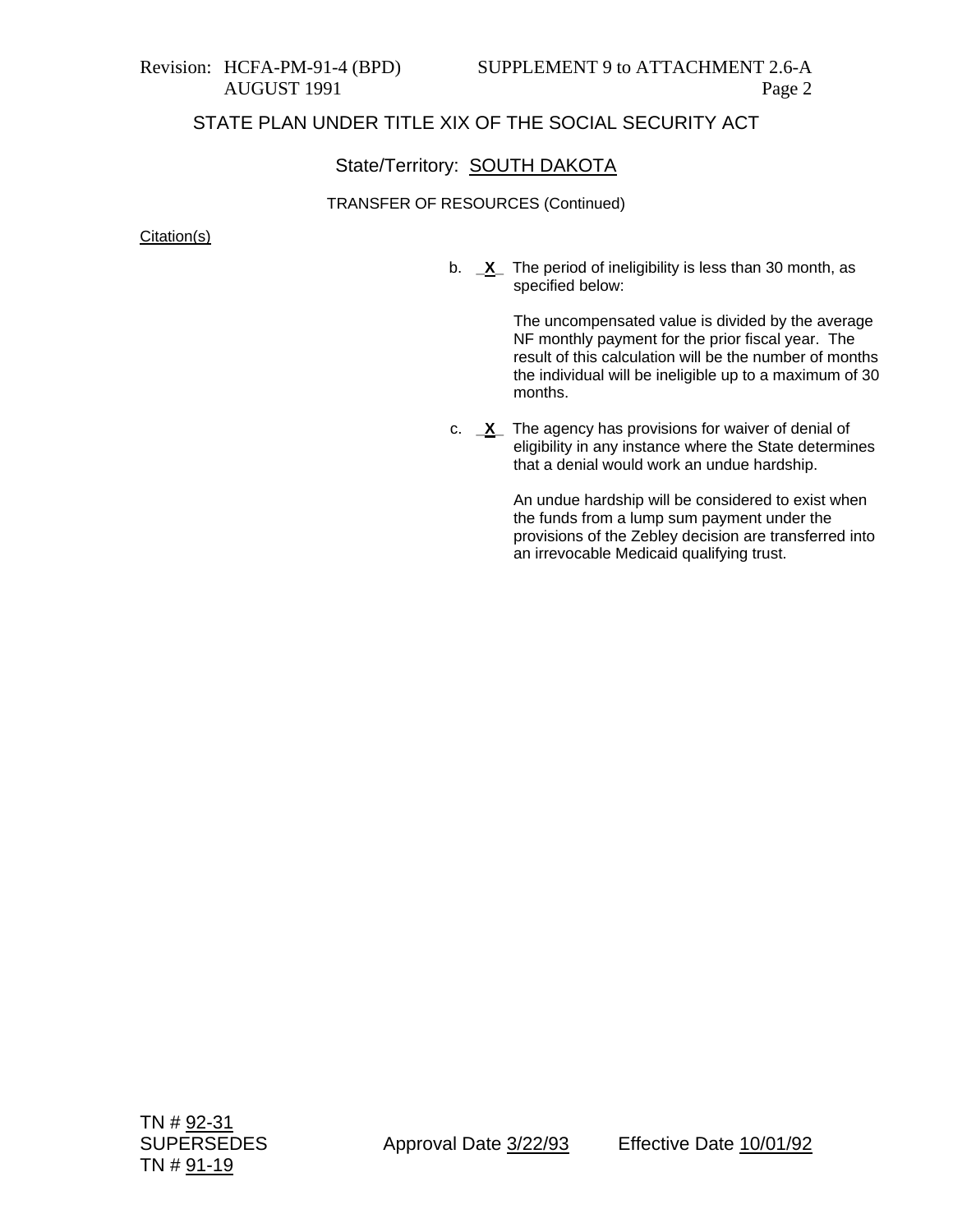Revision: HCFA-PM-91-4 (BPD)
AUGUST 1991

SUPPLEMENT 9 to ATTACHMENT 2.6-A
Page 2

STATE PLAN UNDER TITLE XIX OF THE SOCIAL SECURITY ACT

State/Territory: SOUTH DAKOTA

TRANSFER OF RESOURCES (Continued)

Citation(s)

b. _X_ The period of ineligibility is less than 30 month, as specified below:

The uncompensated value is divided by the average NF monthly payment for the prior fiscal year. The result of this calculation will be the number of months the individual will be ineligible up to a maximum of 30 months.

c. _X_ The agency has provisions for waiver of denial of eligibility in any instance where the State determines that a denial would work an undue hardship.

An undue hardship will be considered to exist when the funds from a lump sum payment under the provisions of the Zebley decision are transferred into an irrevocable Medicaid qualifying trust.

TN # 92-31
SUPERSEDES
TN # 91-19

Approval Date 3/22/93

Effective Date 10/01/92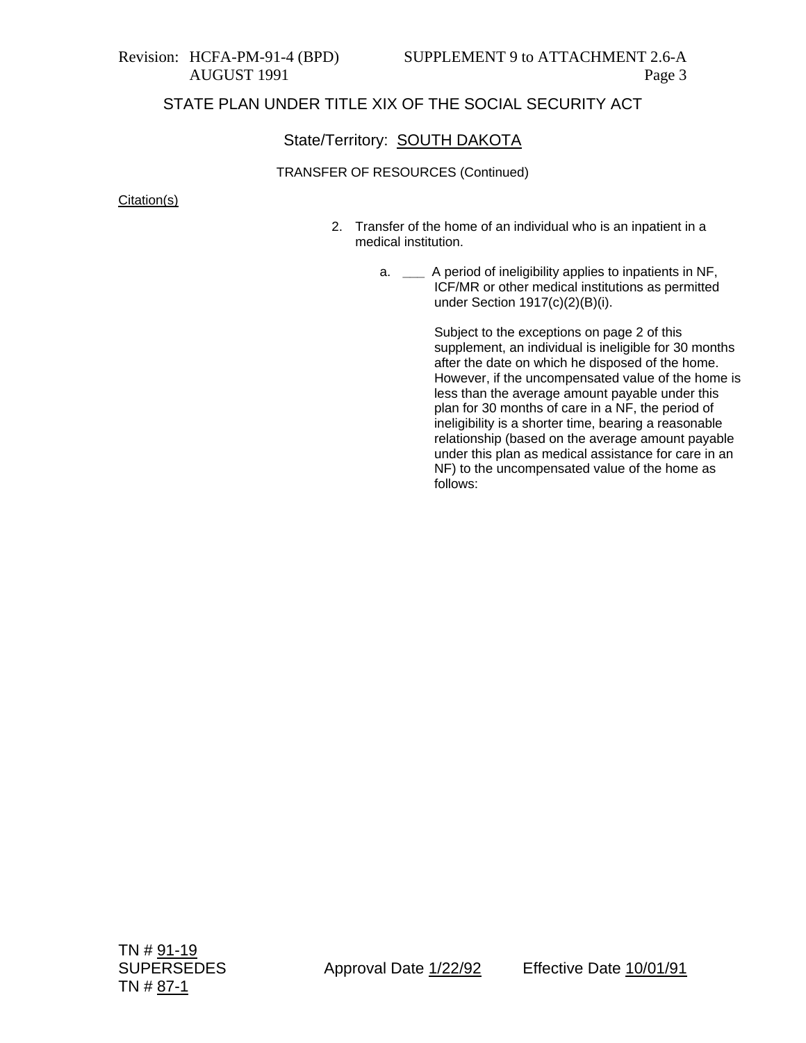STATE PLAN UNDER TITLE XIX OF THE SOCIAL SECURITY ACT

State/Territory: SOUTH DAKOTA

TRANSFER OF RESOURCES (Continued)

Citation(s)

2. Transfer of the home of an individual who is an inpatient in a medical institution.

   a. ___ A period of ineligibility applies to inpatients in NF, ICF/MR or other medical institutions as permitted under Section 1917(c)(2)(B)(i).

      Subject to the exceptions on page 2 of this supplement, an individual is ineligible for 30 months after the date on which he disposed of the home. However, if the uncompensated value of the home is less than the average amount payable under this plan for 30 months of care in a NF, the period of ineligibility is a shorter time, bearing a reasonable relationship (based on the average amount payable under this plan as medical assistance for care in an NF) to the uncompensated value of the home as follows:

TN # 91-19
SUPERSEDES
TN # 87-1

Approval Date 1/22/92

Effective Date 10/01/91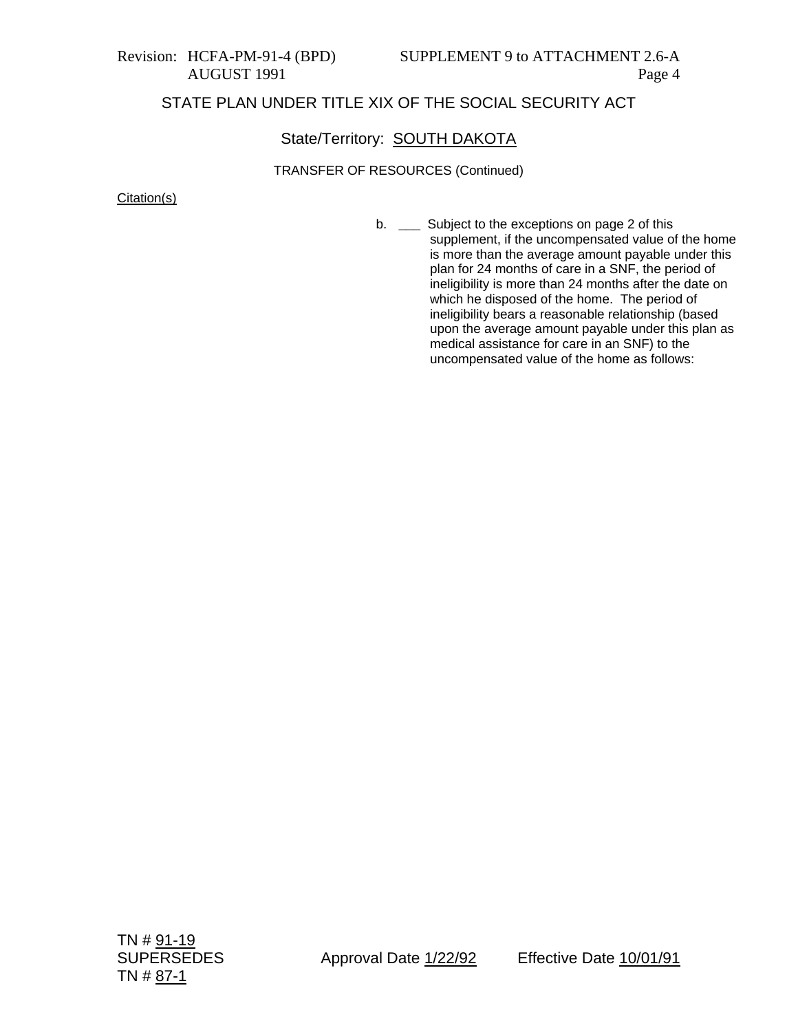STATE PLAN UNDER TITLE XIX OF THE SOCIAL SECURITY ACT

State/Territory: SOUTH DAKOTA

TRANSFER OF RESOURCES (Continued)

Citation(s)

b. ___ Subject to the exceptions on page 2 of this supplement, if the uncompensated value of the home is more than the average amount payable under this plan for 24 months of care in a SNF, the period of ineligibility is more than 24 months after the date on which he disposed of the home. The period of ineligibility bears a reasonable relationship (based upon the average amount payable under this plan as medical assistance for care in an SNF) to the uncompensated value of the home as follows:

TN # 91-19
SUPERSEDES
TN # 87-1

Approval Date 1/22/92

Effective Date 10/01/91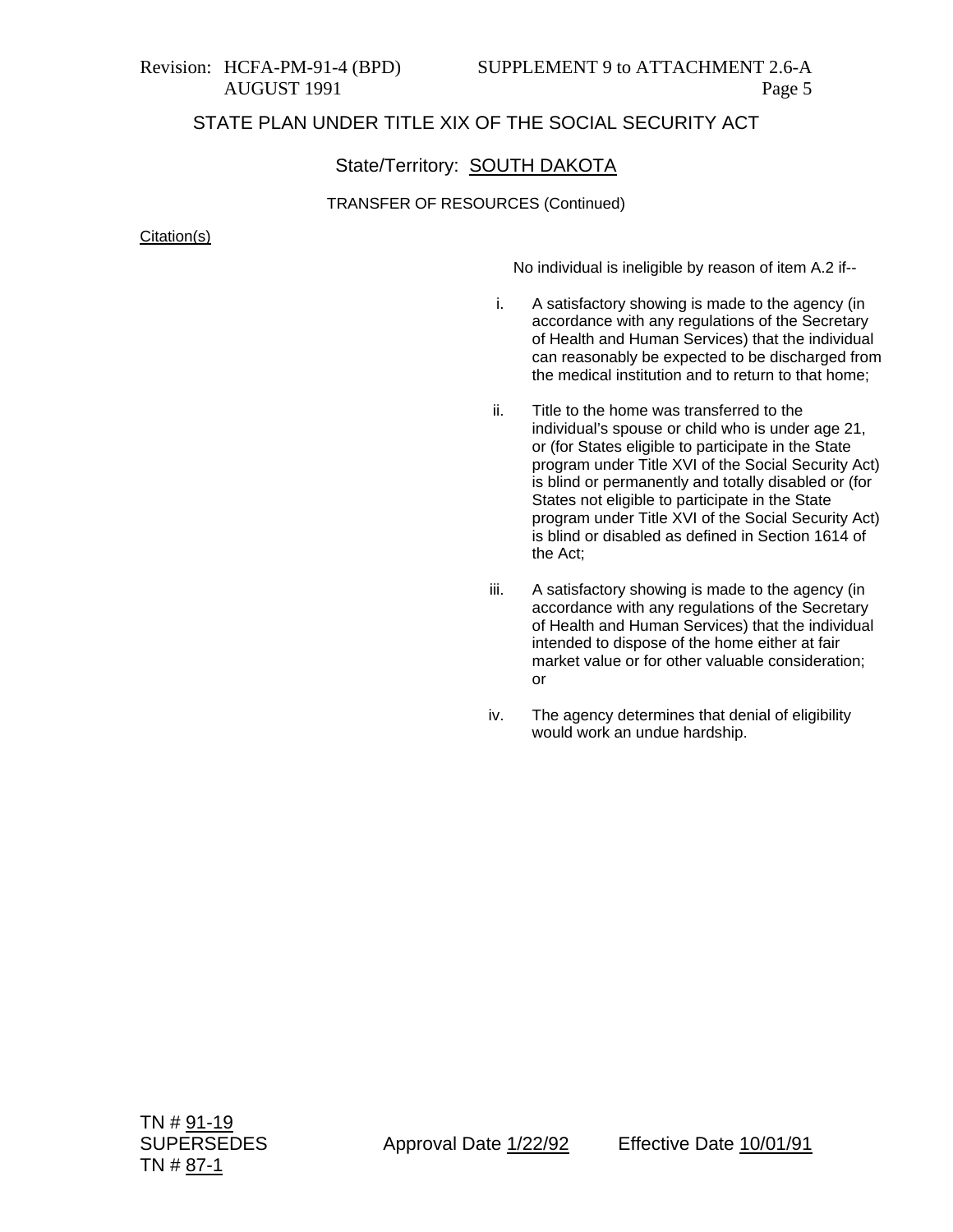STATE PLAN UNDER TITLE XIX OF THE SOCIAL SECURITY ACT

State/Territory: SOUTH DAKOTA

TRANSFER OF RESOURCES (Continued)

Citation(s)

No individual is ineligible by reason of item A.2 if--

i. A satisfactory showing is made to the agency (in accordance with any regulations of the Secretary of Health and Human Services) that the individual can reasonably be expected to be discharged from the medical institution and to return to that home;

ii. Title to the home was transferred to the individual's spouse or child who is under age 21, or (for States eligible to participate in the State program under Title XVI of the Social Security Act) is blind or permanently and totally disabled or (for States not eligible to participate in the State program under Title XVI of the Social Security Act) is blind or disabled as defined in Section 1614 of the Act;

iii. A satisfactory showing is made to the agency (in accordance with any regulations of the Secretary of Health and Human Services) that the individual intended to dispose of the home either at fair market value or for other valuable consideration; or

iv. The agency determines that denial of eligibility would work an undue hardship.

TN # 91-19
SUPERSEDES
TN # 87-1

Approval Date 1/22/92

Effective Date 10/01/91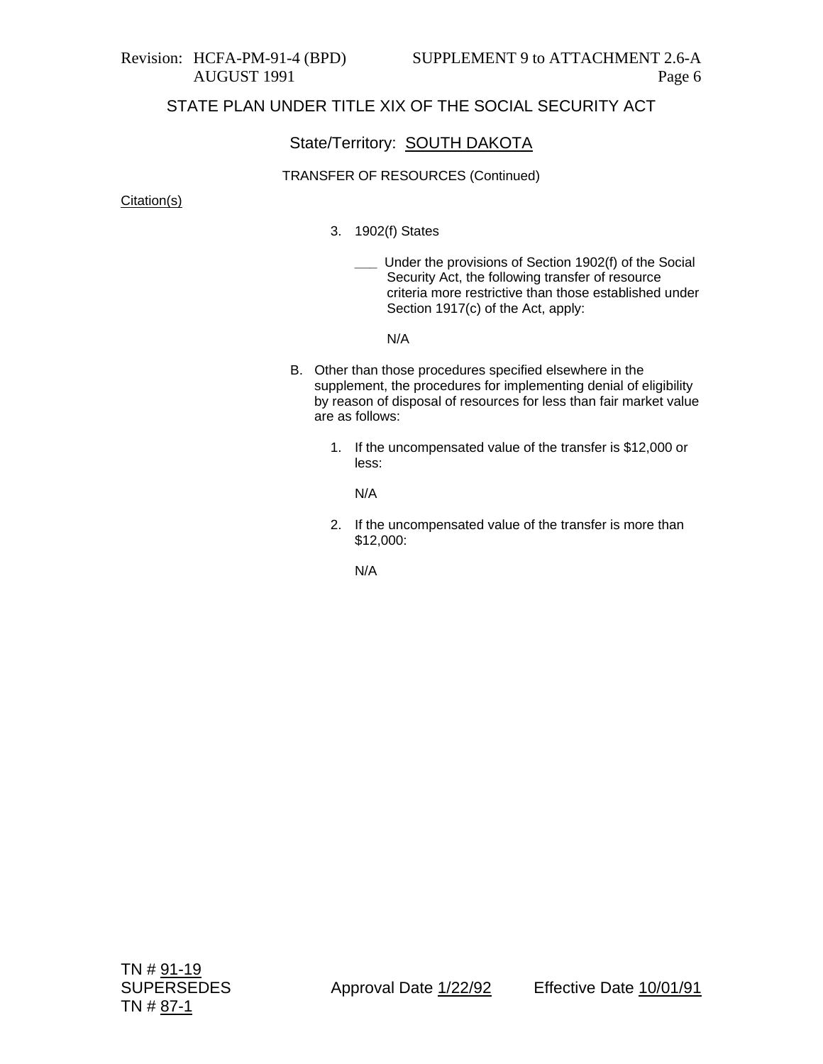## STATE PLAN UNDER TITLE XIX OF THE SOCIAL SECURITY ACT

### State/Territory: SOUTH DAKOTA

TRANSFER OF RESOURCES (Continued)

Citation(s)

3. 1902(f) States

   ___ Under the provisions of Section 1902(f) of the Social Security Act, the following transfer of resource criteria more restrictive than those established under Section 1917(c) of the Act, apply:

   N/A

B. Other than those procedures specified elsewhere in the supplement, the procedures for implementing denial of eligibility by reason of disposal of resources for less than fair market value are as follows:

   1. If the uncompensated value of the transfer is $12,000 or less:

      N/A

   2. If the uncompensated value of the transfer is more than $12,000:

      N/A

TN # 91-19
SUPERSEDES
TN # 87-1

Approval Date 1/22/92 Effective Date 10/01/91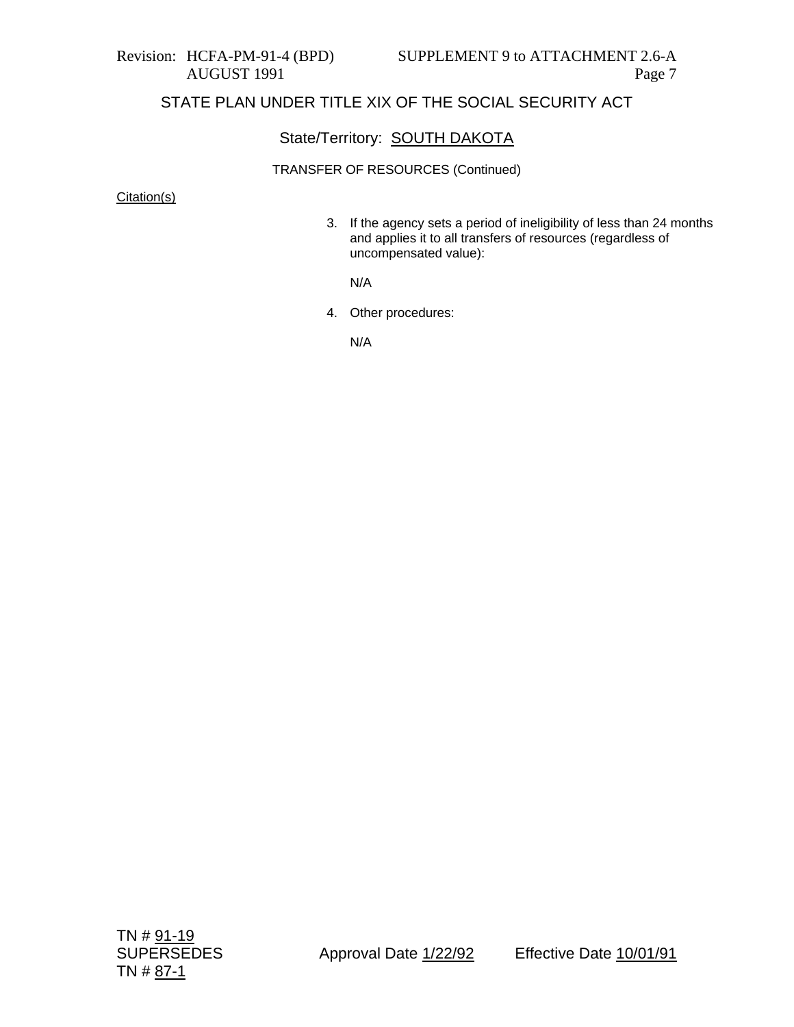STATE PLAN UNDER TITLE XIX OF THE SOCIAL SECURITY ACT

State/Territory: SOUTH DAKOTA

TRANSFER OF RESOURCES (Continued)

Citation(s)

3. If the agency sets a period of ineligibility of less than 24 months and applies it to all transfers of resources (regardless of uncompensated value):

   N/A

4. Other procedures:

   N/A

TN # 91-19
SUPERSEDES
TN # 87-1

Approval Date 1/22/92 Effective Date 10/01/91